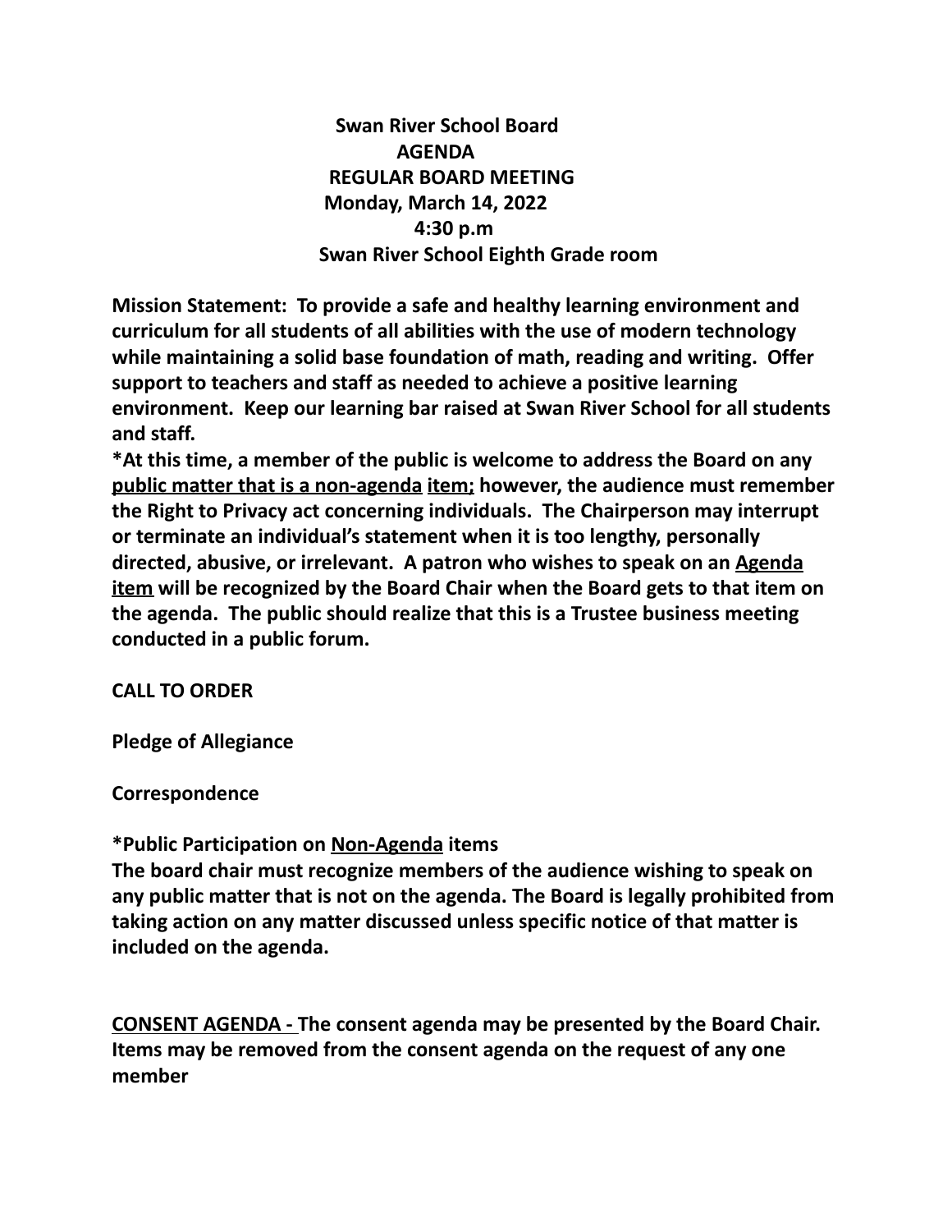**Swan River School Board**
**AGENDA**
**REGULAR BOARD MEETING**
**Monday, March 14, 2022**
**4:30 p.m**
**Swan River School Eighth Grade room**

**Mission Statement: To provide a safe and healthy learning environment and curriculum for all students of all abilities with the use of modern technology while maintaining a solid base foundation of math, reading and writing. Offer support to teachers and staff as needed to achieve a positive learning environment. Keep our learning bar raised at Swan River School for all students and staff.**

**\*At this time, a member of the public is welcome to address the Board on any public matter that is a non-agenda item; however, the audience must remember the Right to Privacy act concerning individuals. The Chairperson may interrupt or terminate an individual's statement when it is too lengthy, personally directed, abusive, or irrelevant. A patron who wishes to speak on an Agenda item will be recognized by the Board Chair when the Board gets to that item on the agenda. The public should realize that this is a Trustee business meeting conducted in a public forum.**

**CALL TO ORDER**

**Pledge of Allegiance**

**Correspondence**

**\*Public Participation on Non-Agenda items**
**The board chair must recognize members of the audience wishing to speak on any public matter that is not on the agenda. The Board is legally prohibited from taking action on any matter discussed unless specific notice of that matter is included on the agenda.**

**CONSENT AGENDA - The consent agenda may be presented by the Board Chair. Items may be removed from the consent agenda on the request of any one member**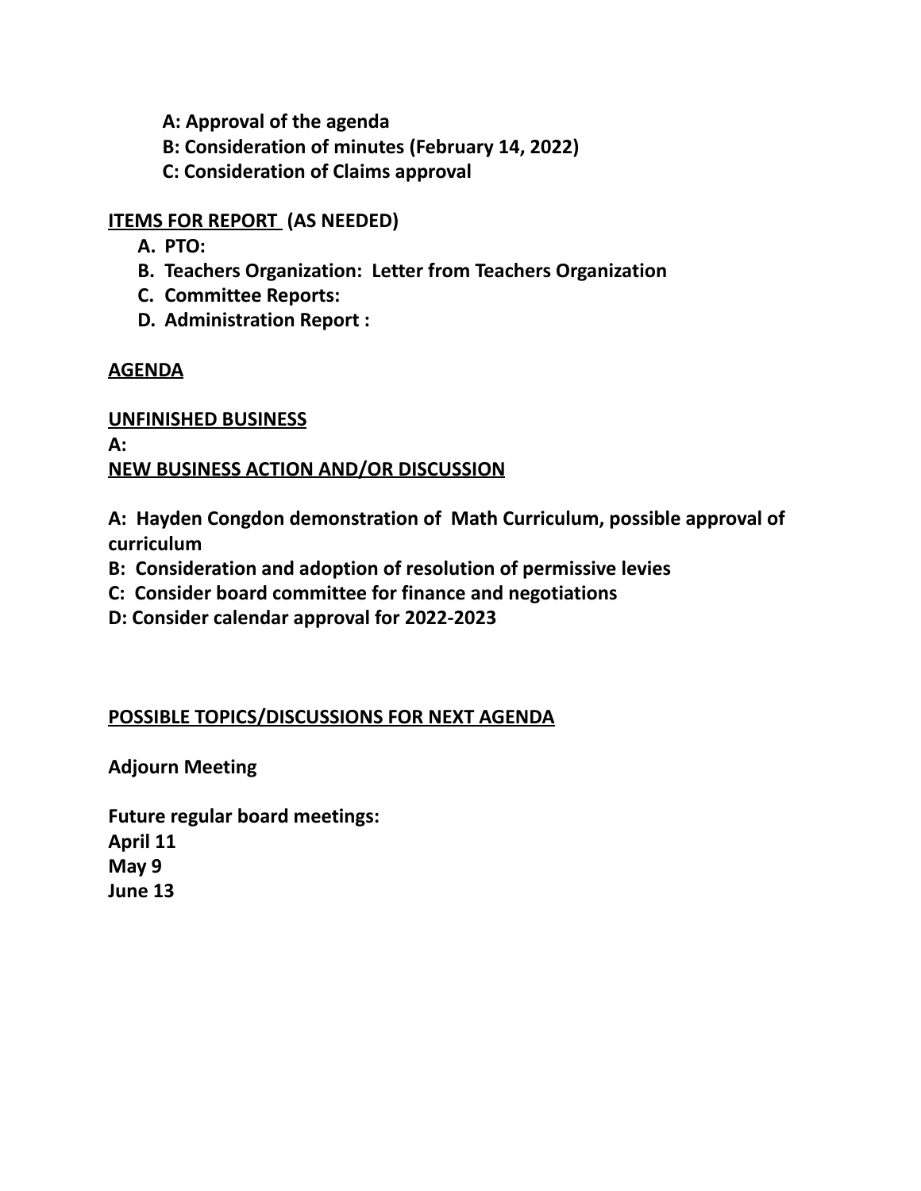**A: Approval of the agenda**
**B: Consideration of minutes (February 14, 2022)**
**C: Consideration of Claims approval**

**ITEMS FOR REPORT (AS NEEDED)**

A. **PTO:**
B. **Teachers Organization: Letter from Teachers Organization**
C. **Committee Reports:**
D. **Administration Report :**

**AGENDA**

**UNFINISHED BUSINESS**

**A:**

**NEW BUSINESS ACTION AND/OR DISCUSSION**

**A: Hayden Congdon demonstration of Math Curriculum, possible approval of curriculum**
**B: Consideration and adoption of resolution of permissive levies**
**C: Consider board committee for finance and negotiations**
**D: Consider calendar approval for 2022-2023**

**POSSIBLE TOPICS/DISCUSSIONS FOR NEXT AGENDA**

**Adjourn Meeting**

**Future regular board meetings:**
**April 11**
**May 9**
**June 13**